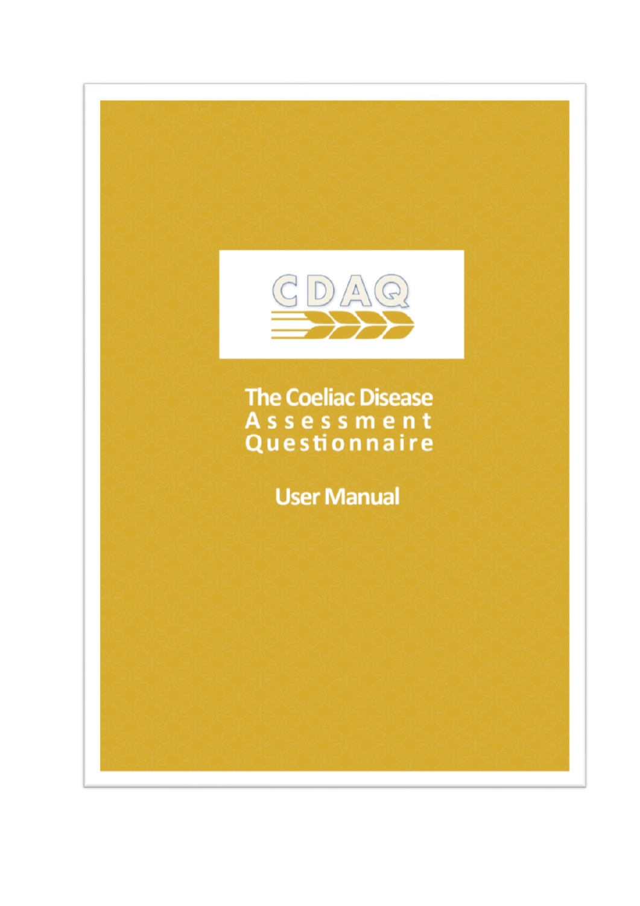CDAQ

# The Coeliac Disease Assessment Questionnaire

## User Manual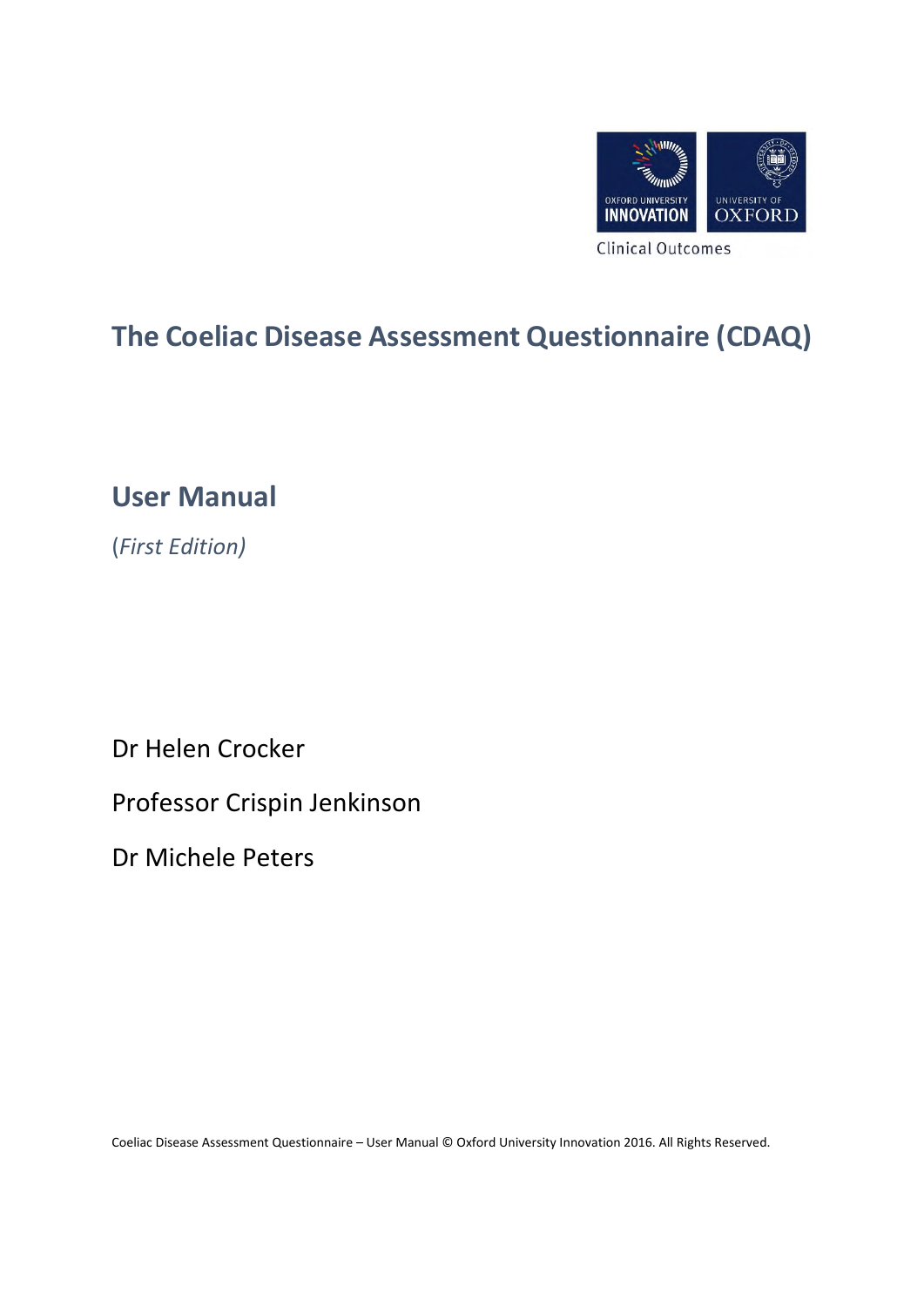# The Coeliac Disease Assessment Questionnaire (CDAQ)

## User Manual

*(First Edition)*

Dr Helen Crocker

Professor Crispin Jenkinson

Dr Michele Peters

Coeliac Disease Assessment Questionnaire – User Manual © Oxford University Innovation 2016. All Rights Reserved.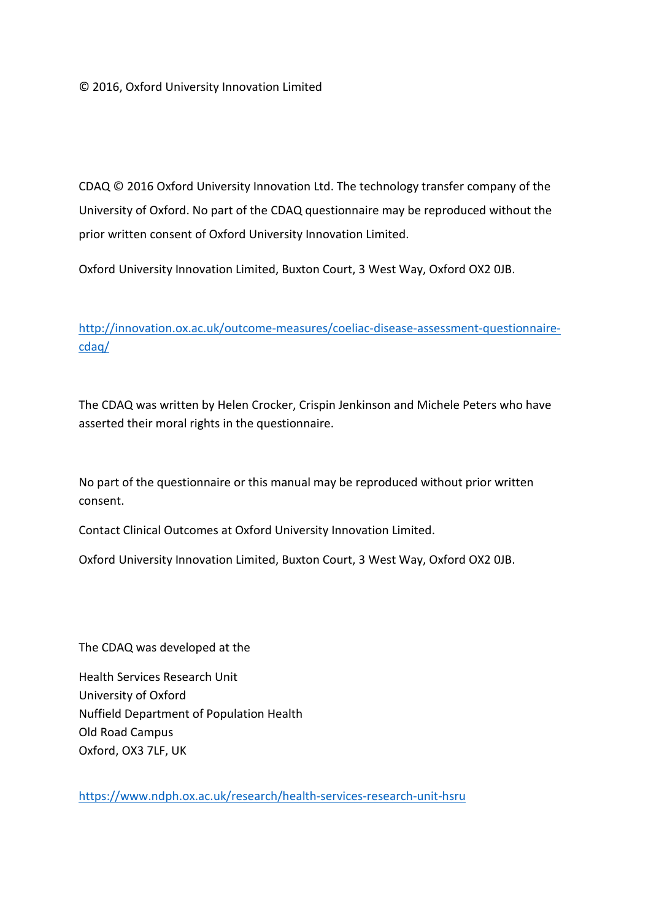© 2016, Oxford University Innovation Limited

CDAQ © 2016 Oxford University Innovation Ltd. The technology transfer company of the University of Oxford. No part of the CDAQ questionnaire may be reproduced without the prior written consent of Oxford University Innovation Limited.

Oxford University Innovation Limited, Buxton Court, 3 West Way, Oxford OX2 0JB.

http://innovation.ox.ac.uk/outcome-measures/coeliac-disease-assessment-questionnaire-cdaq/

The CDAQ was written by Helen Crocker, Crispin Jenkinson and Michele Peters who have asserted their moral rights in the questionnaire.

No part of the questionnaire or this manual may be reproduced without prior written consent.

Contact Clinical Outcomes at Oxford University Innovation Limited.

Oxford University Innovation Limited, Buxton Court, 3 West Way, Oxford OX2 0JB.

The CDAQ was developed at the

Health Services Research Unit
University of Oxford
Nuffield Department of Population Health
Old Road Campus
Oxford, OX3 7LF, UK

https://www.ndph.ox.ac.uk/research/health-services-research-unit-hsru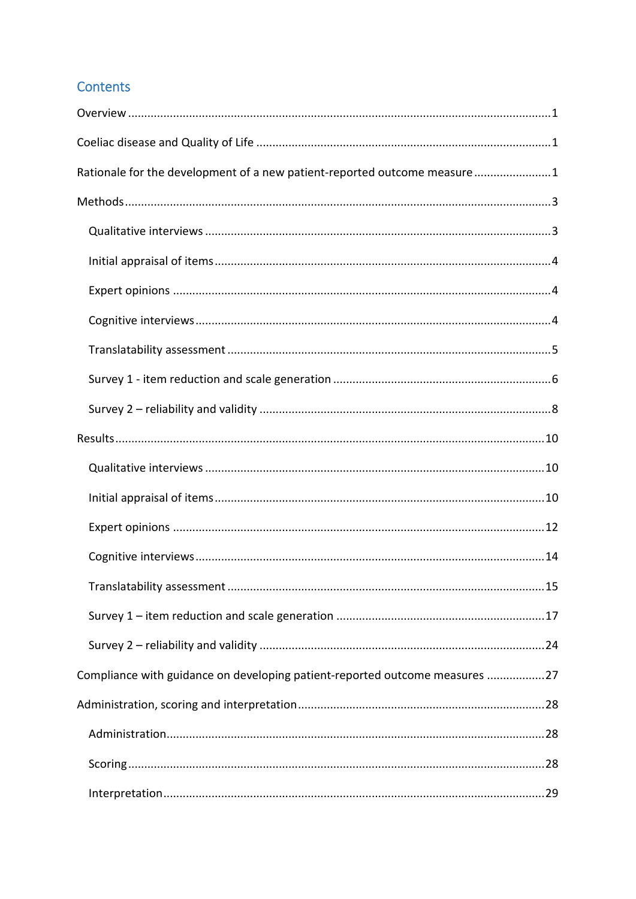# Contents

Overview ........................................................................................................................1

Coeliac disease and Quality of Life ...............................................................................1

Rationale for the development of a new patient-reported outcome measure ........................1

Methods ..........................................................................................................................3

- Qualitative interviews ..................................................................................................3
- Initial appraisal of items ..............................................................................................4
- Expert opinions ...........................................................................................................4
- Cognitive interviews ....................................................................................................4
- Translatability assessment ...........................................................................................5
- Survey 1 - item reduction and scale generation ..............................................................6
- Survey 2 – reliability and validity ..................................................................................8

Results ..........................................................................................................................10

- Qualitative interviews ................................................................................................10
- Initial appraisal of items ............................................................................................10
- Expert opinions .........................................................................................................12
- Cognitive interviews ..................................................................................................14
- Translatability assessment .........................................................................................15
- Survey 1 – item reduction and scale generation ............................................................17
- Survey 2 – reliability and validity ................................................................................24

Compliance with guidance on developing patient-reported outcome measures ..................27

Administration, scoring and interpretation .....................................................................28

- Administration ...........................................................................................................28
- Scoring .....................................................................................................................28
- Interpretation .............................................................................................................29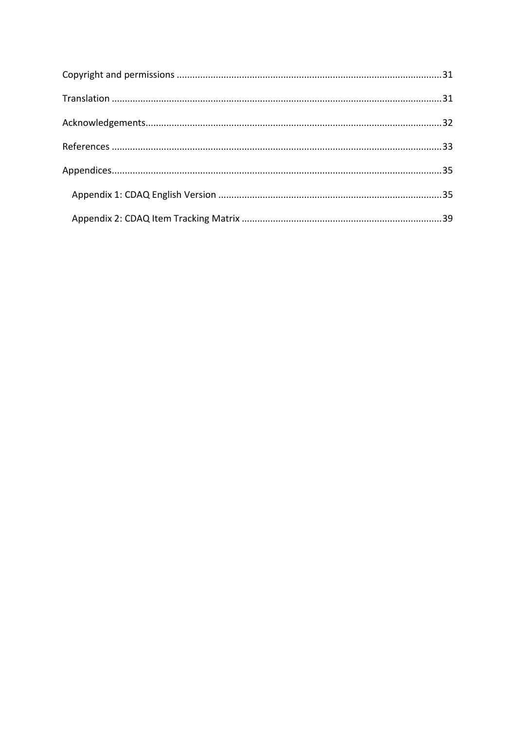Copyright and permissions ....................................................................................................31

Translation ..........................................................................................................................31

Acknowledgements..............................................................................................................32

References ...........................................................................................................................33

Appendices...........................................................................................................................35

- Appendix 1: CDAQ English Version ....................................................................................35
- Appendix 2: CDAQ Item Tracking Matrix ...........................................................................39